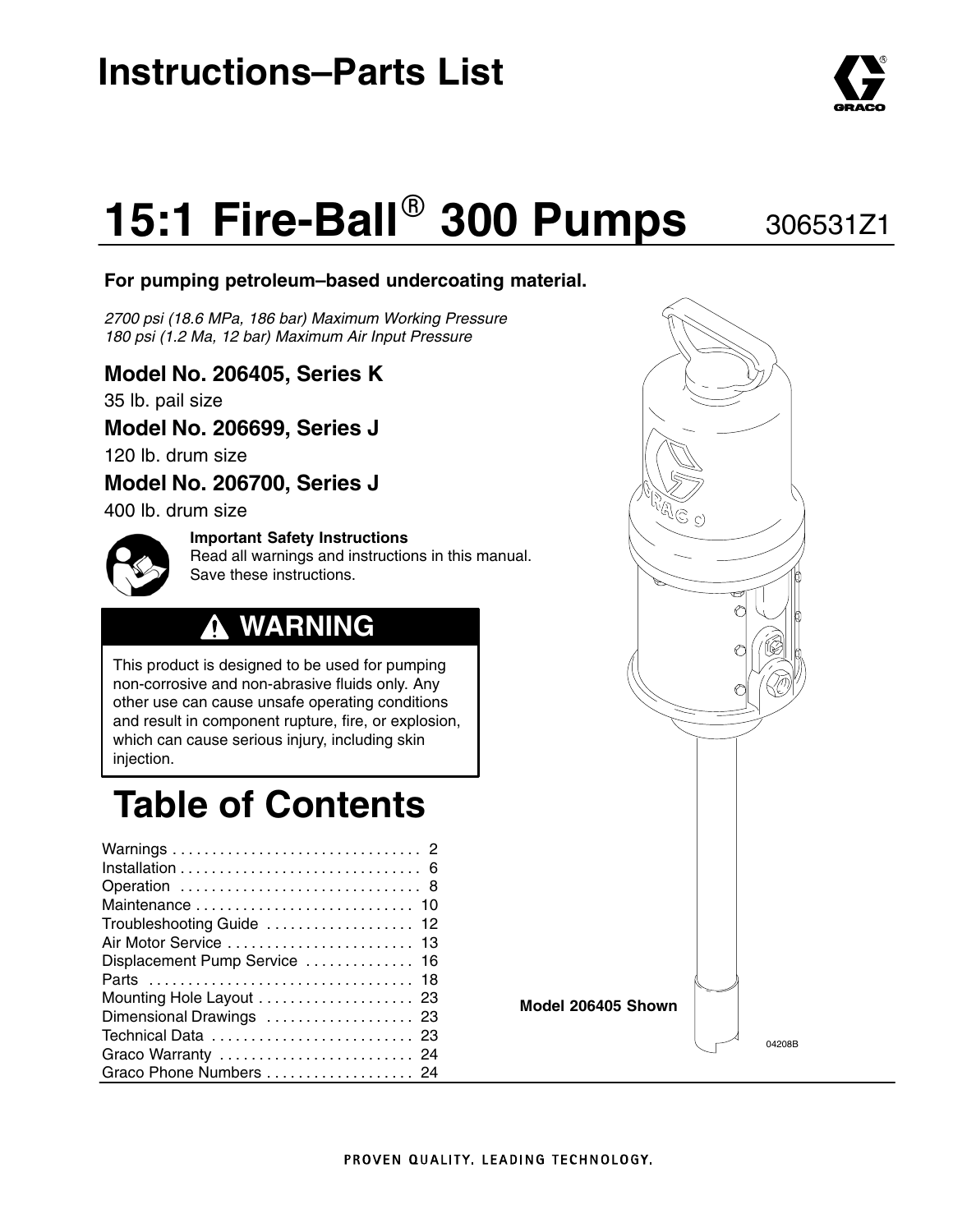# Instructions–Parts List

# 15:1 Fire-Ball® 300 Pumps

306531Z1

**For pumping petroleum–based undercoating material.**

*2700 psi (18.6 MPa, 186 bar) Maximum Working Pressure*
*180 psi (1.2 Ma, 12 bar) Maximum Air Input Pressure*

**Model No. 206405, Series K**

35 lb. pail size

**Model No. 206699, Series J**

120 lb. drum size

**Model No. 206700, Series J**

400 lb. drum size

**Important Safety Instructions**
Read all warnings and instructions in this manual. Save these instructions.

## ⚠ WARNING

This product is designed to be used for pumping non-corrosive and non-abrasive fluids only. Any other use can cause unsafe operating conditions and result in component rupture, fire, or explosion, which can cause serious injury, including skin injection.

# Table of Contents

| | |
|---|---|
| Warnings | 2 |
| Installation | 6 |
| Operation | 8 |
| Maintenance | 10 |
| Troubleshooting Guide | 12 |
| Air Motor Service | 13 |
| Displacement Pump Service | 16 |
| Parts | 18 |
| Mounting Hole Layout | 23 |
| Dimensional Drawings | 23 |
| Technical Data | 23 |
| Graco Warranty | 24 |
| Graco Phone Numbers | 24 |

**Model 206405 Shown**

04208B

PROVEN QUALITY. LEADING TECHNOLOGY.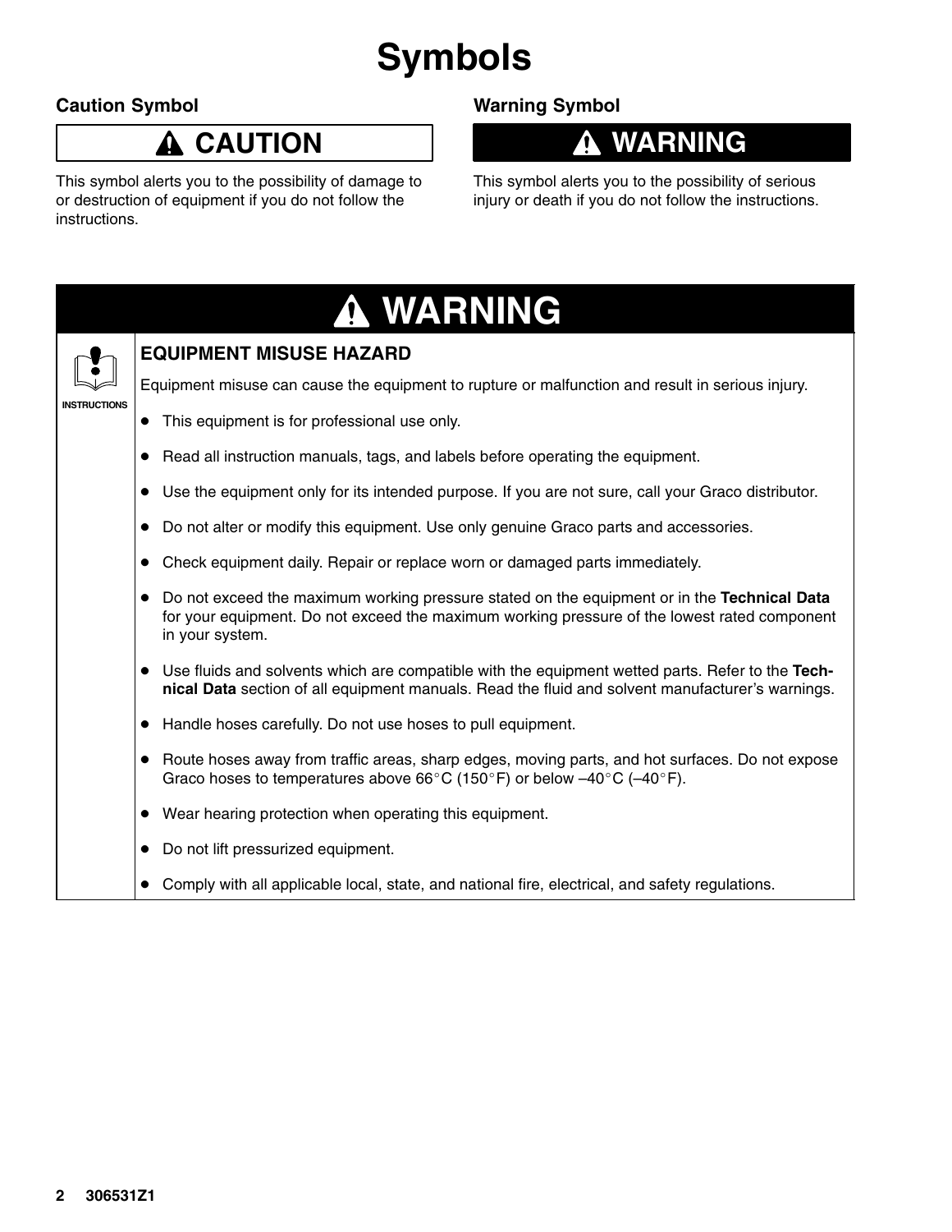# Symbols

## Caution Symbol

**⚠ CAUTION**

This symbol alerts you to the possibility of damage to or destruction of equipment if you do not follow the instructions.

## Warning Symbol

**⚠ WARNING**

This symbol alerts you to the possibility of serious injury or death if you do not follow the instructions.

## ⚠ WARNING

INSTRUCTIONS

### EQUIPMENT MISUSE HAZARD

Equipment misuse can cause the equipment to rupture or malfunction and result in serious injury.

- This equipment is for professional use only.
- Read all instruction manuals, tags, and labels before operating the equipment.
- Use the equipment only for its intended purpose. If you are not sure, call your Graco distributor.
- Do not alter or modify this equipment. Use only genuine Graco parts and accessories.
- Check equipment daily. Repair or replace worn or damaged parts immediately.
- Do not exceed the maximum working pressure stated on the equipment or in the **Technical Data** for your equipment. Do not exceed the maximum working pressure of the lowest rated component in your system.
- Use fluids and solvents which are compatible with the equipment wetted parts. Refer to the **Technical Data** section of all equipment manuals. Read the fluid and solvent manufacturer's warnings.
- Handle hoses carefully. Do not use hoses to pull equipment.
- Route hoses away from traffic areas, sharp edges, moving parts, and hot surfaces. Do not expose Graco hoses to temperatures above 66°C (150°F) or below –40°C (–40°F).
- Wear hearing protection when operating this equipment.
- Do not lift pressurized equipment.
- Comply with all applicable local, state, and national fire, electrical, and safety regulations.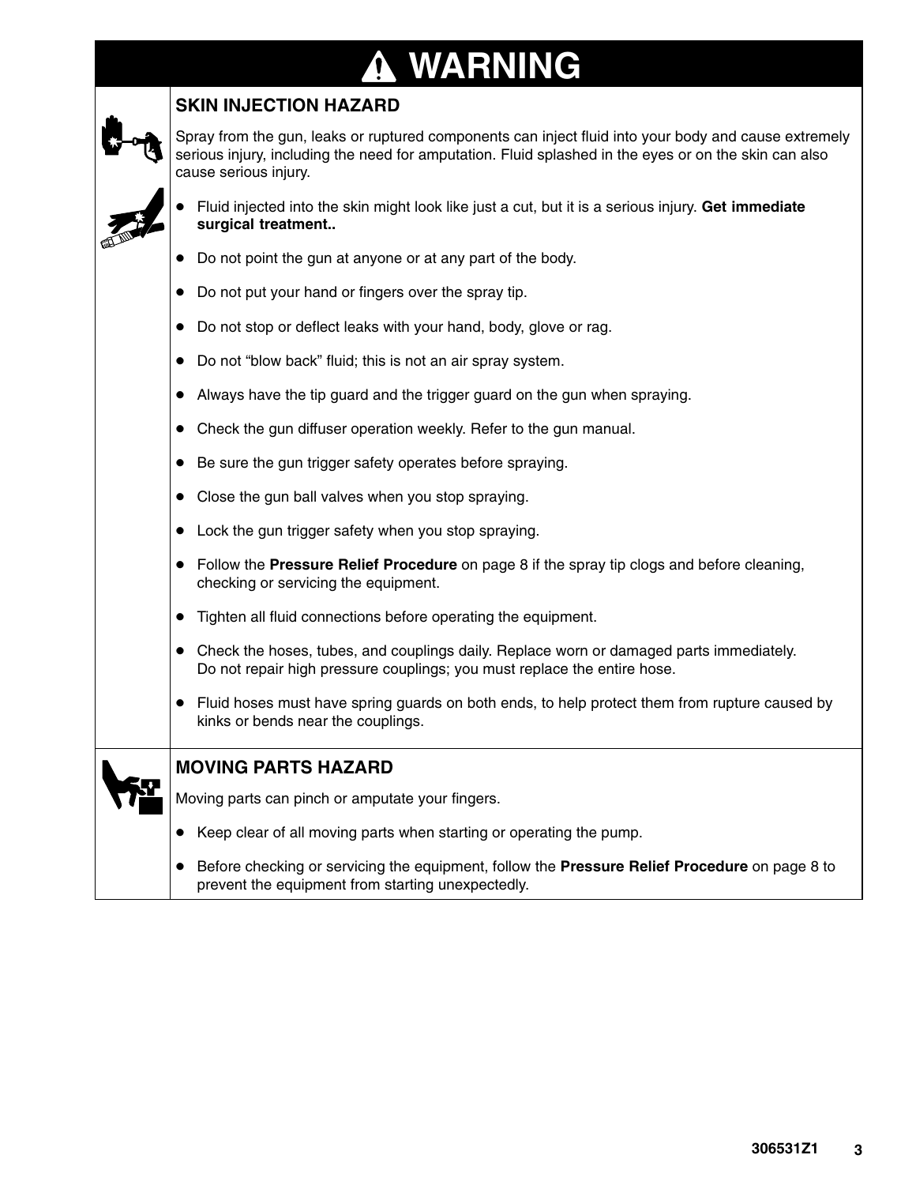# ⚠ WARNING

## SKIN INJECTION HAZARD

Spray from the gun, leaks or ruptured components can inject fluid into your body and cause extremely serious injury, including the need for amputation. Fluid splashed in the eyes or on the skin can also cause serious injury.

- Fluid injected into the skin might look like just a cut, but it is a serious injury. **Get immediate surgical treatment..**
- Do not point the gun at anyone or at any part of the body.
- Do not put your hand or fingers over the spray tip.
- Do not stop or deflect leaks with your hand, body, glove or rag.
- Do not "blow back" fluid; this is not an air spray system.
- Always have the tip guard and the trigger guard on the gun when spraying.
- Check the gun diffuser operation weekly. Refer to the gun manual.
- Be sure the gun trigger safety operates before spraying.
- Close the gun ball valves when you stop spraying.
- Lock the gun trigger safety when you stop spraying.
- Follow the **Pressure Relief Procedure** on page 8 if the spray tip clogs and before cleaning, checking or servicing the equipment.
- Tighten all fluid connections before operating the equipment.
- Check the hoses, tubes, and couplings daily. Replace worn or damaged parts immediately. Do not repair high pressure couplings; you must replace the entire hose.
- Fluid hoses must have spring guards on both ends, to help protect them from rupture caused by kinks or bends near the couplings.

## MOVING PARTS HAZARD

Moving parts can pinch or amputate your fingers.

- Keep clear of all moving parts when starting or operating the pump.
- Before checking or servicing the equipment, follow the **Pressure Relief Procedure** on page 8 to prevent the equipment from starting unexpectedly.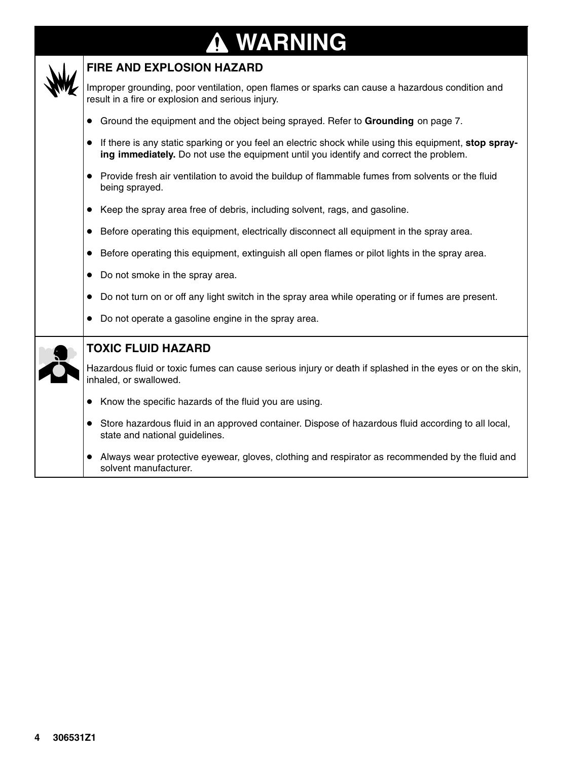# ⚠ WARNING

## FIRE AND EXPLOSION HAZARD

Improper grounding, poor ventilation, open flames or sparks can cause a hazardous condition and result in a fire or explosion and serious injury.

- Ground the equipment and the object being sprayed. Refer to **Grounding** on page 7.
- If there is any static sparking or you feel an electric shock while using this equipment, **stop spraying immediately.** Do not use the equipment until you identify and correct the problem.
- Provide fresh air ventilation to avoid the buildup of flammable fumes from solvents or the fluid being sprayed.
- Keep the spray area free of debris, including solvent, rags, and gasoline.
- Before operating this equipment, electrically disconnect all equipment in the spray area.
- Before operating this equipment, extinguish all open flames or pilot lights in the spray area.
- Do not smoke in the spray area.
- Do not turn on or off any light switch in the spray area while operating or if fumes are present.
- Do not operate a gasoline engine in the spray area.

## TOXIC FLUID HAZARD

Hazardous fluid or toxic fumes can cause serious injury or death if splashed in the eyes or on the skin, inhaled, or swallowed.

- Know the specific hazards of the fluid you are using.
- Store hazardous fluid in an approved container. Dispose of hazardous fluid according to all local, state and national guidelines.
- Always wear protective eyewear, gloves, clothing and respirator as recommended by the fluid and solvent manufacturer.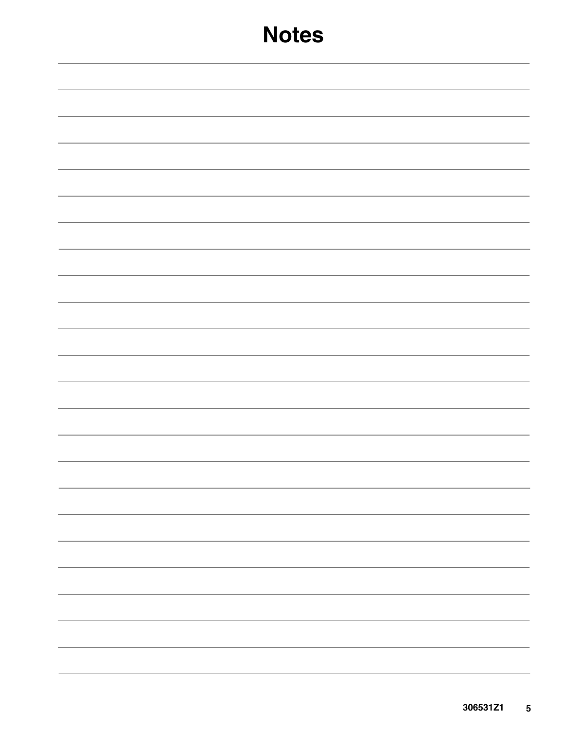# Notes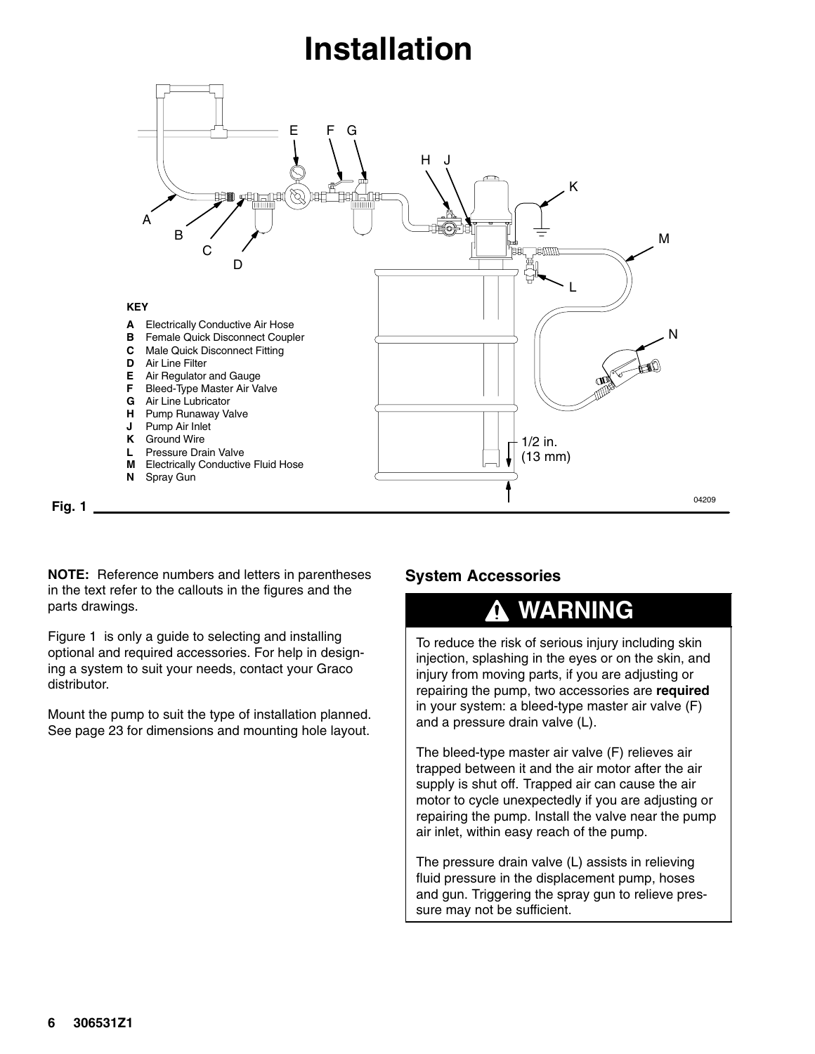# Installation

**KEY**

- **A** Electrically Conductive Air Hose
- **B** Female Quick Disconnect Coupler
- **C** Male Quick Disconnect Fitting
- **D** Air Line Filter
- **E** Air Regulator and Gauge
- **F** Bleed-Type Master Air Valve
- **G** Air Line Lubricator
- **H** Pump Runaway Valve
- **J** Pump Air Inlet
- **K** Ground Wire
- **L** Pressure Drain Valve
- **M** Electrically Conductive Fluid Hose
- **N** Spray Gun

1/2 in. (13 mm)

04209

Fig. 1

**NOTE:** Reference numbers and letters in parentheses in the text refer to the callouts in the figures and the parts drawings.

Figure 1 is only a guide to selecting and installing optional and required accessories. For help in designing a system to suit your needs, contact your Graco distributor.

Mount the pump to suit the type of installation planned. See page 23 for dimensions and mounting hole layout.

## System Accessories

### ⚠ WARNING

To reduce the risk of serious injury including skin injection, splashing in the eyes or on the skin, and injury from moving parts, if you are adjusting or repairing the pump, two accessories are **required** in your system: a bleed-type master air valve (F) and a pressure drain valve (L).

The bleed-type master air valve (F) relieves air trapped between it and the air motor after the air supply is shut off. Trapped air can cause the air motor to cycle unexpectedly if you are adjusting or repairing the pump. Install the valve near the pump air inlet, within easy reach of the pump.

The pressure drain valve (L) assists in relieving fluid pressure in the displacement pump, hoses and gun. Triggering the spray gun to relieve pressure may not be sufficient.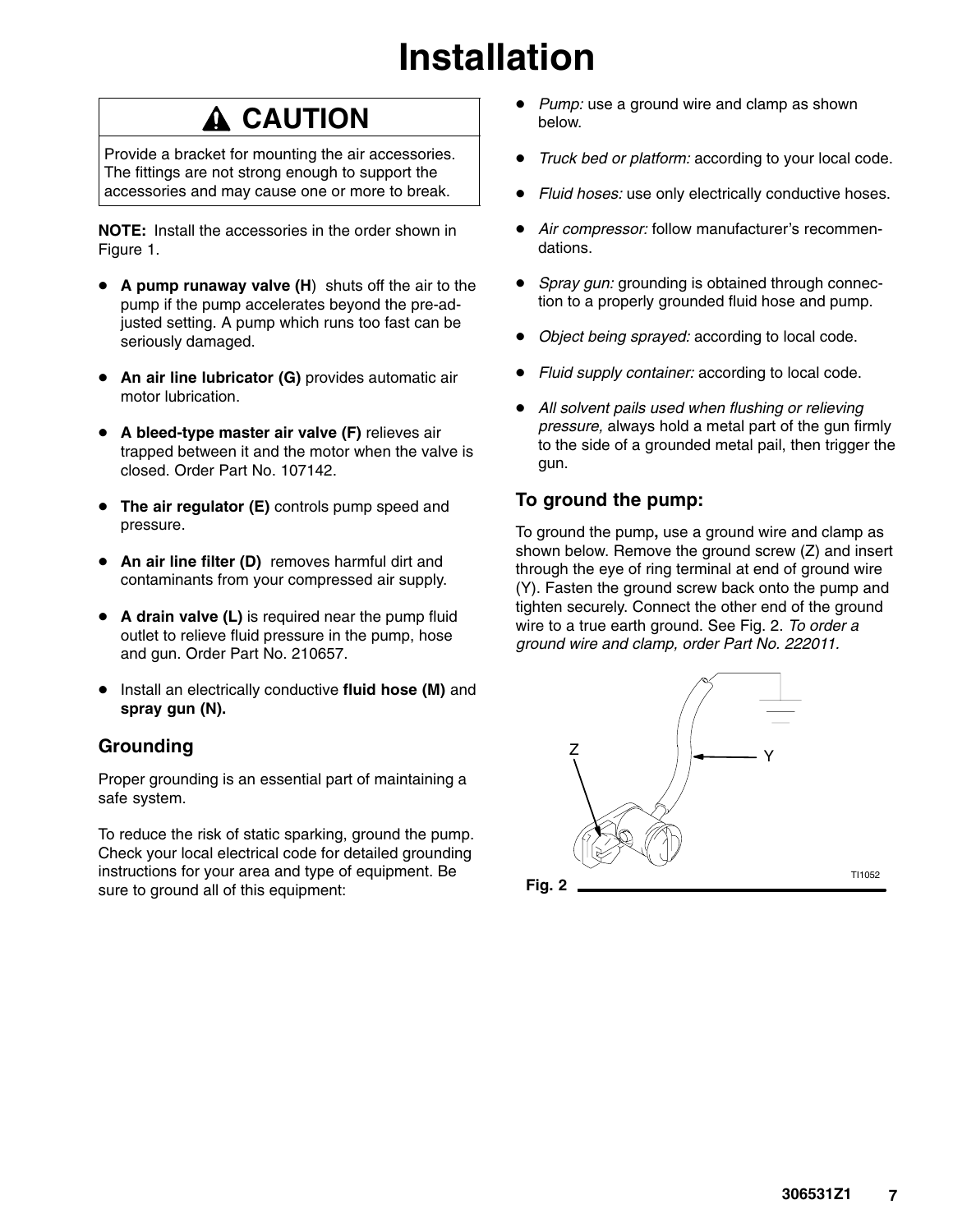# Installation

> **⚠ CAUTION**
>
> Provide a bracket for mounting the air accessories. The fittings are not strong enough to support the accessories and may cause one or more to break.

**NOTE:** Install the accessories in the order shown in Figure 1.

- **A pump runaway valve (H**) shuts off the air to the pump if the pump accelerates beyond the pre-adjusted setting. A pump which runs too fast can be seriously damaged.
- **An air line lubricator (G)** provides automatic air motor lubrication.
- **A bleed-type master air valve (F)** relieves air trapped between it and the motor when the valve is closed. Order Part No. 107142.
- **The air regulator (E)** controls pump speed and pressure.
- **An air line filter (D)** removes harmful dirt and contaminants from your compressed air supply.
- **A drain valve (L)** is required near the pump fluid outlet to relieve fluid pressure in the pump, hose and gun. Order Part No. 210657.
- Install an electrically conductive **fluid hose (M)** and **spray gun (N).**

## Grounding

Proper grounding is an essential part of maintaining a safe system.

To reduce the risk of static sparking, ground the pump. Check your local electrical code for detailed grounding instructions for your area and type of equipment. Be sure to ground all of this equipment:

- *Pump:* use a ground wire and clamp as shown below.
- *Truck bed or platform:* according to your local code.
- *Fluid hoses:* use only electrically conductive hoses.
- *Air compressor:* follow manufacturer's recommendations.
- *Spray gun:* grounding is obtained through connection to a properly grounded fluid hose and pump.
- *Object being sprayed:* according to local code.
- *Fluid supply container:* according to local code.
- *All solvent pails used when flushing or relieving pressure,* always hold a metal part of the gun firmly to the side of a grounded metal pail, then trigger the gun.

### To ground the pump:

To ground the pump**,** use a ground wire and clamp as shown below. Remove the ground screw (Z) and insert through the eye of ring terminal at end of ground wire (Y). Fasten the ground screw back onto the pump and tighten securely. Connect the other end of the ground wire to a true earth ground. See Fig. 2. *To order a ground wire and clamp, order Part No. 222011.*

Fig. 2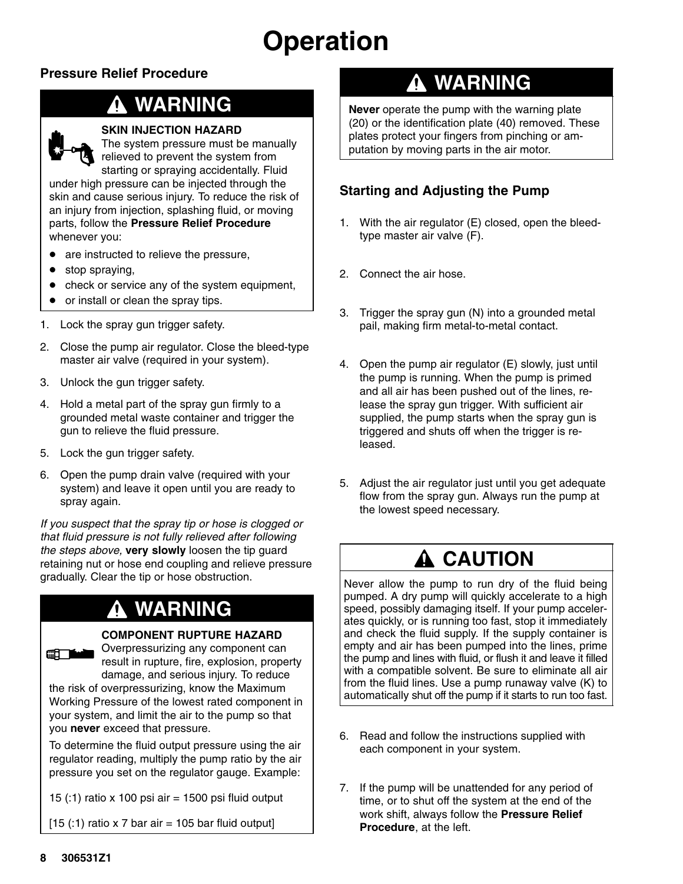# Operation

## Pressure Relief Procedure

> **⚠ WARNING**
>
> **SKIN INJECTION HAZARD**
> The system pressure must be manually relieved to prevent the system from starting or spraying accidentally. Fluid under high pressure can be injected through the skin and cause serious injury. To reduce the risk of an injury from injection, splashing fluid, or moving parts, follow the **Pressure Relief Procedure** whenever you:
>
> - are instructed to relieve the pressure,
> - stop spraying,
> - check or service any of the system equipment,
> - or install or clean the spray tips.

1. Lock the spray gun trigger safety.
2. Close the pump air regulator. Close the bleed-type master air valve (required in your system).
3. Unlock the gun trigger safety.
4. Hold a metal part of the spray gun firmly to a grounded metal waste container and trigger the gun to relieve the fluid pressure.
5. Lock the gun trigger safety.
6. Open the pump drain valve (required with your system) and leave it open until you are ready to spray again.

*If you suspect that the spray tip or hose is clogged or that fluid pressure is not fully relieved after following the steps above,* **very slowly** loosen the tip guard retaining nut or hose end coupling and relieve pressure gradually. Clear the tip or hose obstruction.

> **⚠ WARNING**
>
> **COMPONENT RUPTURE HAZARD**
> Overpressurizing any component can result in rupture, fire, explosion, property damage, and serious injury. To reduce the risk of overpressurizing, know the Maximum Working Pressure of the lowest rated component in your system, and limit the air to the pump so that you **never** exceed that pressure.
>
> To determine the fluid output pressure using the air regulator reading, multiply the pump ratio by the air pressure you set on the regulator gauge. Example:
>
> 15 (:1) ratio x 100 psi air = 1500 psi fluid output
>
> [15 (:1) ratio x 7 bar air = 105 bar fluid output]

> **⚠ WARNING**
>
> **Never** operate the pump with the warning plate (20) or the identification plate (40) removed. These plates protect your fingers from pinching or amputation by moving parts in the air motor.

## Starting and Adjusting the Pump

1. With the air regulator (E) closed, open the bleed-type master air valve (F).
2. Connect the air hose.
3. Trigger the spray gun (N) into a grounded metal pail, making firm metal-to-metal contact.
4. Open the pump air regulator (E) slowly, just until the pump is running. When the pump is primed and all air has been pushed out of the lines, release the spray gun trigger. With sufficient air supplied, the pump starts when the spray gun is triggered and shuts off when the trigger is released.
5. Adjust the air regulator just until you get adequate flow from the spray gun. Always run the pump at the lowest speed necessary.

> **⚠ CAUTION**
>
> Never allow the pump to run dry of the fluid being pumped. A dry pump will quickly accelerate to a high speed, possibly damaging itself. If your pump accelerates quickly, or is running too fast, stop it immediately and check the fluid supply. If the supply container is empty and air has been pumped into the lines, prime the pump and lines with fluid, or flush it and leave it filled with a compatible solvent. Be sure to eliminate all air from the fluid lines. Use a pump runaway valve (K) to automatically shut off the pump if it starts to run too fast.

6. Read and follow the instructions supplied with each component in your system.
7. If the pump will be unattended for any period of time, or to shut off the system at the end of the work shift, always follow the **Pressure Relief Procedure**, at the left.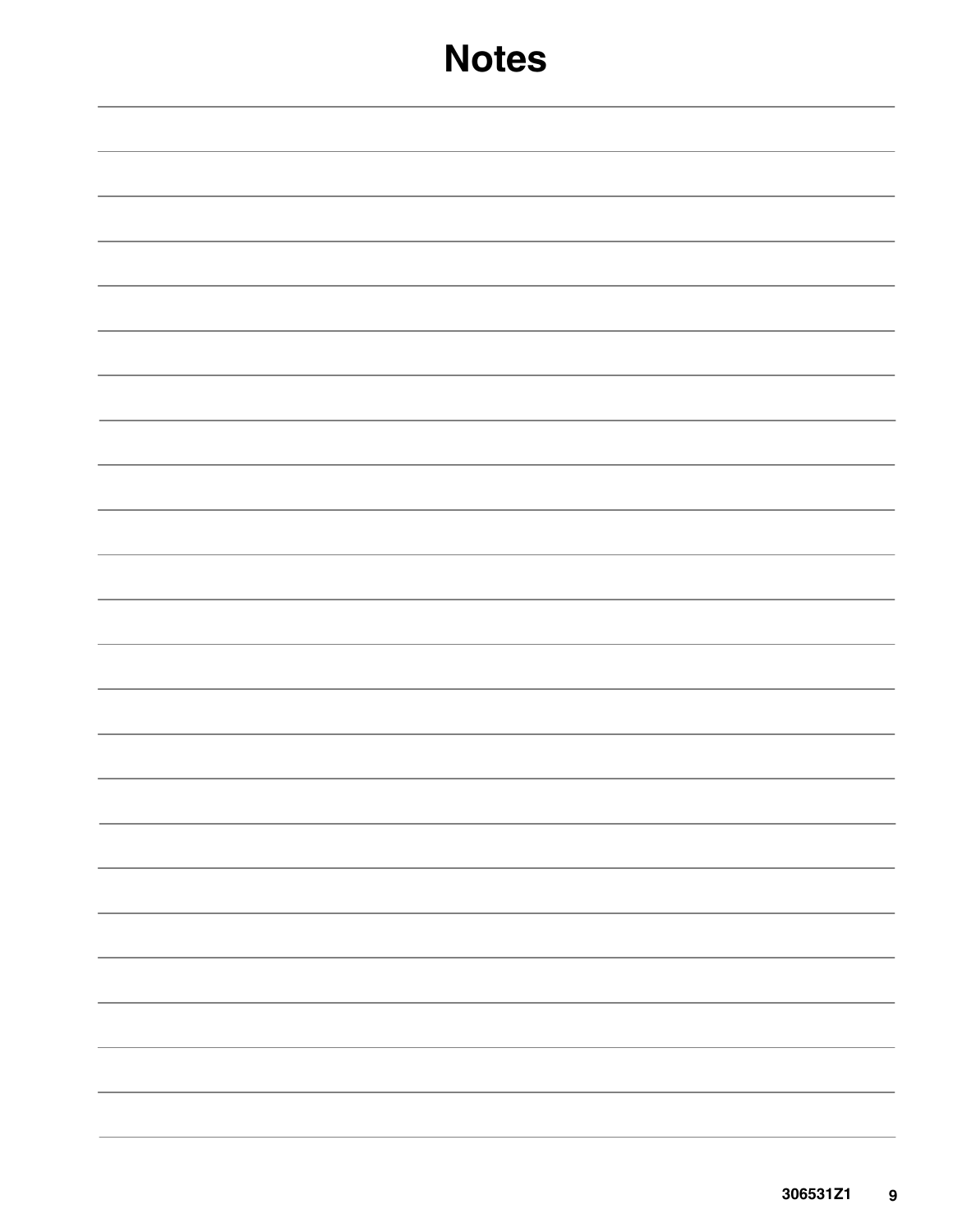# Notes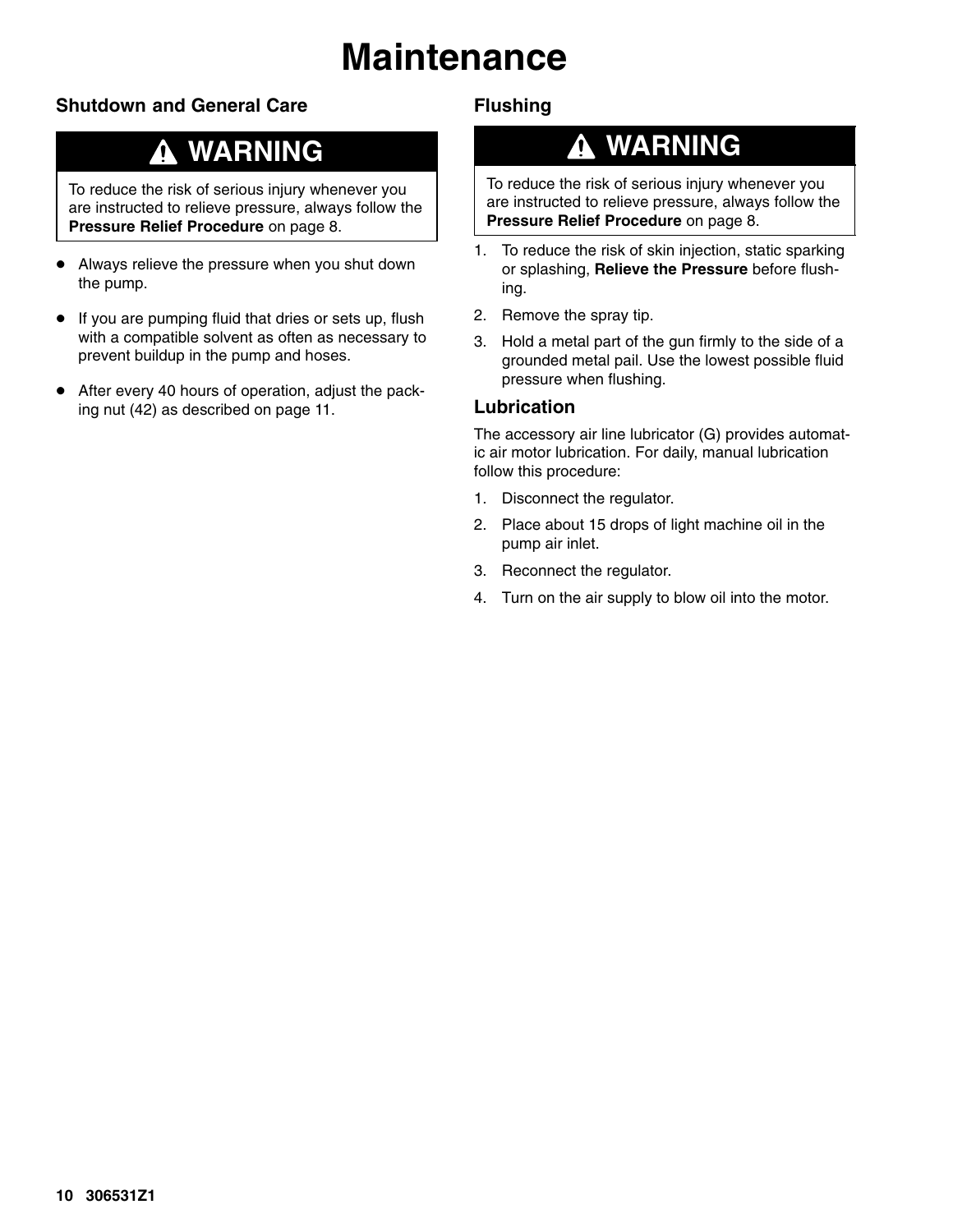# Maintenance

## Shutdown and General Care

> **⚠ WARNING**
>
> To reduce the risk of serious injury whenever you are instructed to relieve pressure, always follow the **Pressure Relief Procedure** on page 8.

- Always relieve the pressure when you shut down the pump.
- If you are pumping fluid that dries or sets up, flush with a compatible solvent as often as necessary to prevent buildup in the pump and hoses.
- After every 40 hours of operation, adjust the packing nut (42) as described on page 11.

## Flushing

> **⚠ WARNING**
>
> To reduce the risk of serious injury whenever you are instructed to relieve pressure, always follow the **Pressure Relief Procedure** on page 8.

1. To reduce the risk of skin injection, static sparking or splashing, **Relieve the Pressure** before flushing.
2. Remove the spray tip.
3. Hold a metal part of the gun firmly to the side of a grounded metal pail. Use the lowest possible fluid pressure when flushing.

### Lubrication

The accessory air line lubricator (G) provides automatic air motor lubrication. For daily, manual lubrication follow this procedure:

1. Disconnect the regulator.
2. Place about 15 drops of light machine oil in the pump air inlet.
3. Reconnect the regulator.
4. Turn on the air supply to blow oil into the motor.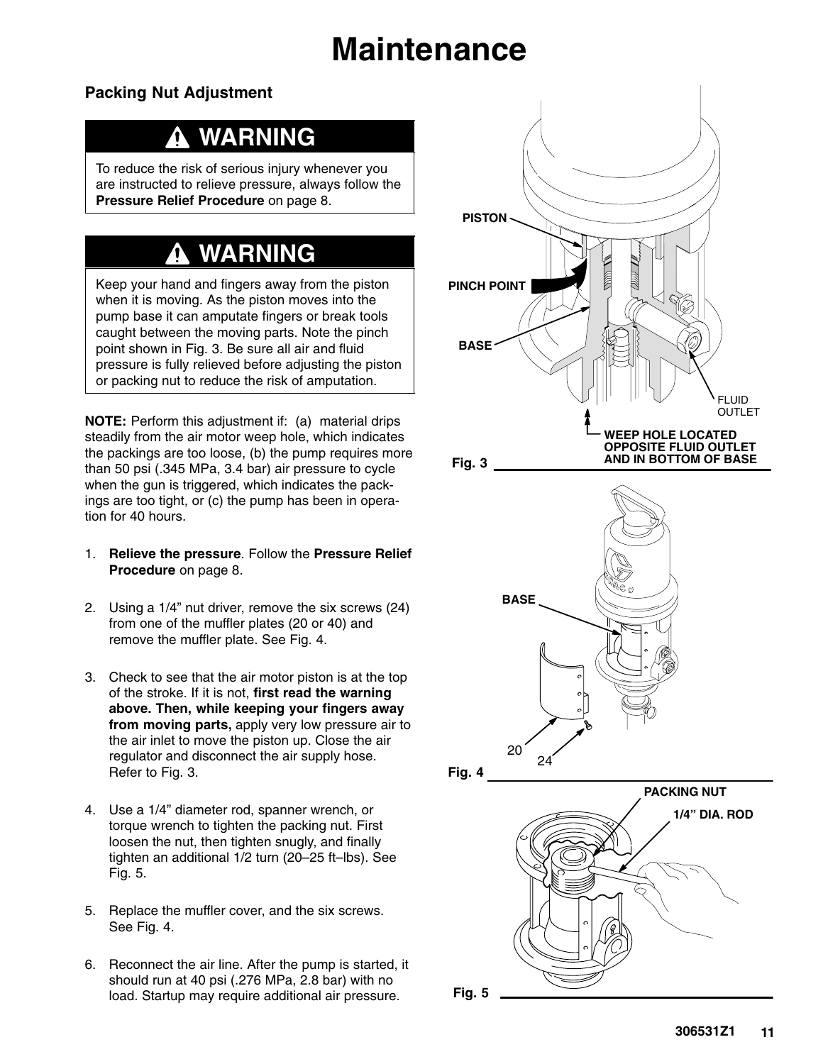# Maintenance

## Packing Nut Adjustment

**⚠ WARNING**

To reduce the risk of serious injury whenever you are instructed to relieve pressure, always follow the **Pressure Relief Procedure** on page 8.

**⚠ WARNING**

Keep your hand and fingers away from the piston when it is moving. As the piston moves into the pump base it can amputate fingers or break tools caught between the moving parts. Note the pinch point shown in Fig. 3. Be sure all air and fluid pressure is fully relieved before adjusting the piston or packing nut to reduce the risk of amputation.

**NOTE:** Perform this adjustment if: (a) material drips steadily from the air motor weep hole, which indicates the packings are too loose, (b) the pump requires more than 50 psi (.345 MPa, 3.4 bar) air pressure to cycle when the gun is triggered, which indicates the packings are too tight, or (c) the pump has been in operation for 40 hours.

1. **Relieve the pressure**. Follow the **Pressure Relief Procedure** on page 8.
2. Using a 1/4" nut driver, remove the six screws (24) from one of the muffler plates (20 or 40) and remove the muffler plate. See Fig. 4.
3. Check to see that the air motor piston is at the top of the stroke. If it is not, **first read the warning above. Then, while keeping your fingers away from moving parts,** apply very low pressure air to the air inlet to move the piston up. Close the air regulator and disconnect the air supply hose. Refer to Fig. 3.
4. Use a 1/4" diameter rod, spanner wrench, or torque wrench to tighten the packing nut. First loosen the nut, then tighten snugly, and finally tighten an additional 1/2 turn (20–25 ft–lbs). See Fig. 5.
5. Replace the muffler cover, and the six screws. See Fig. 4.
6. Reconnect the air line. After the pump is started, it should run at 40 psi (.276 MPa, 2.8 bar) with no load. Startup may require additional air pressure.

PISTON
PINCH POINT
BASE
FLUID OUTLET
WEEP HOLE LOCATED OPPOSITE FLUID OUTLET AND IN BOTTOM OF BASE

Fig. 3

BASE
20
24

Fig. 4

PACKING NUT
1/4" DIA. ROD

Fig. 5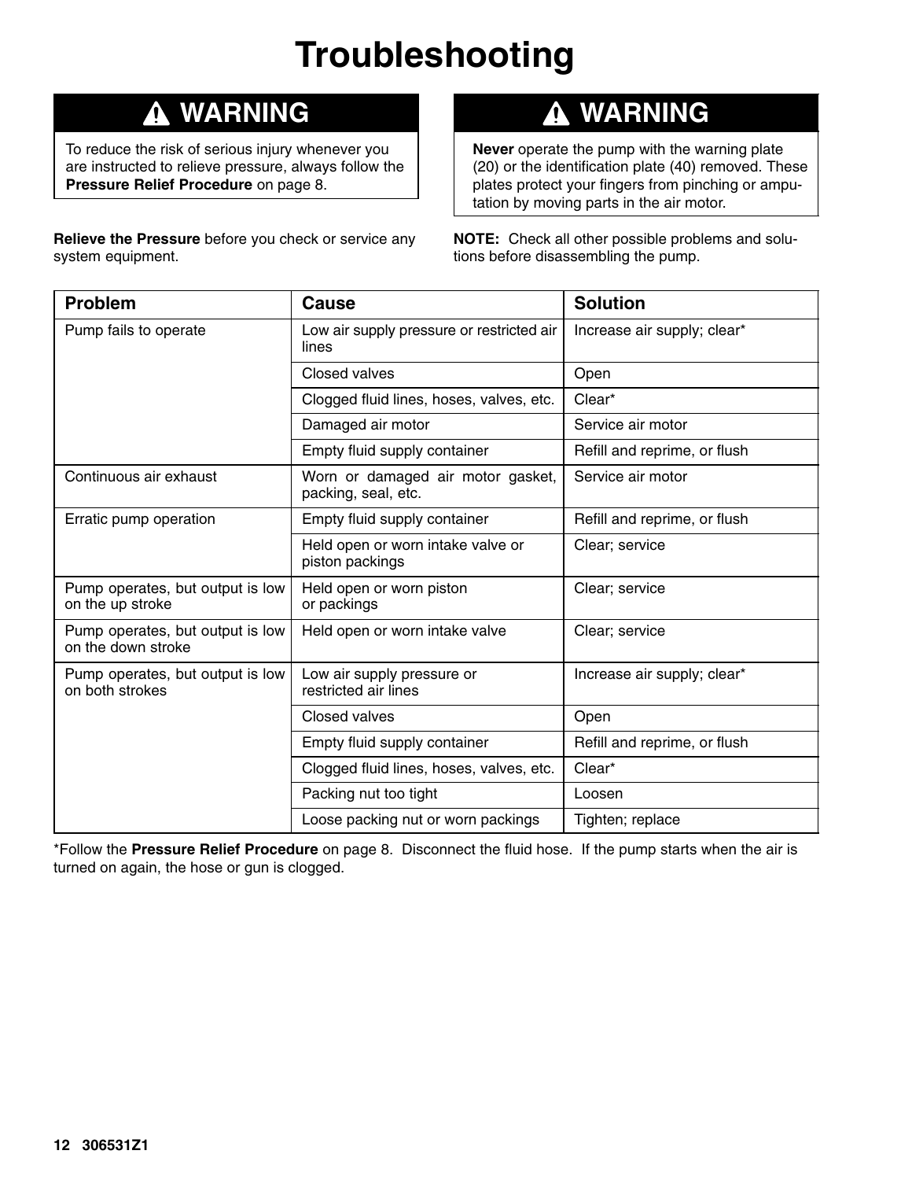# Troubleshooting

> **⚠ WARNING**
>
> To reduce the risk of serious injury whenever you are instructed to relieve pressure, always follow the **Pressure Relief Procedure** on page 8.

**Relieve the Pressure** before you check or service any system equipment.

> **⚠ WARNING**
>
> **Never** operate the pump with the warning plate (20) or the identification plate (40) removed. These plates protect your fingers from pinching or amputation by moving parts in the air motor.

**NOTE:** Check all other possible problems and solutions before disassembling the pump.

| Problem | Cause | Solution |
| --- | --- | --- |
| Pump fails to operate | Low air supply pressure or restricted air lines | Increase air supply; clear* |
| | Closed valves | Open |
| | Clogged fluid lines, hoses, valves, etc. | Clear* |
| | Damaged air motor | Service air motor |
| | Empty fluid supply container | Refill and reprime, or flush |
| Continuous air exhaust | Worn or damaged air motor gasket, packing, seal, etc. | Service air motor |
| Erratic pump operation | Empty fluid supply container | Refill and reprime, or flush |
| | Held open or worn intake valve or piston packings | Clear; service |
| Pump operates, but output is low on the up stroke | Held open or worn piston or packings | Clear; service |
| Pump operates, but output is low on the down stroke | Held open or worn intake valve | Clear; service |
| Pump operates, but output is low on both strokes | Low air supply pressure or restricted air lines | Increase air supply; clear* |
| | Closed valves | Open |
| | Empty fluid supply container | Refill and reprime, or flush |
| | Clogged fluid lines, hoses, valves, etc. | Clear* |
| | Packing nut too tight | Loosen |
| | Loose packing nut or worn packings | Tighten; replace |

*Follow the **Pressure Relief Procedure** on page 8. Disconnect the fluid hose. If the pump starts when the air is turned on again, the hose or gun is clogged.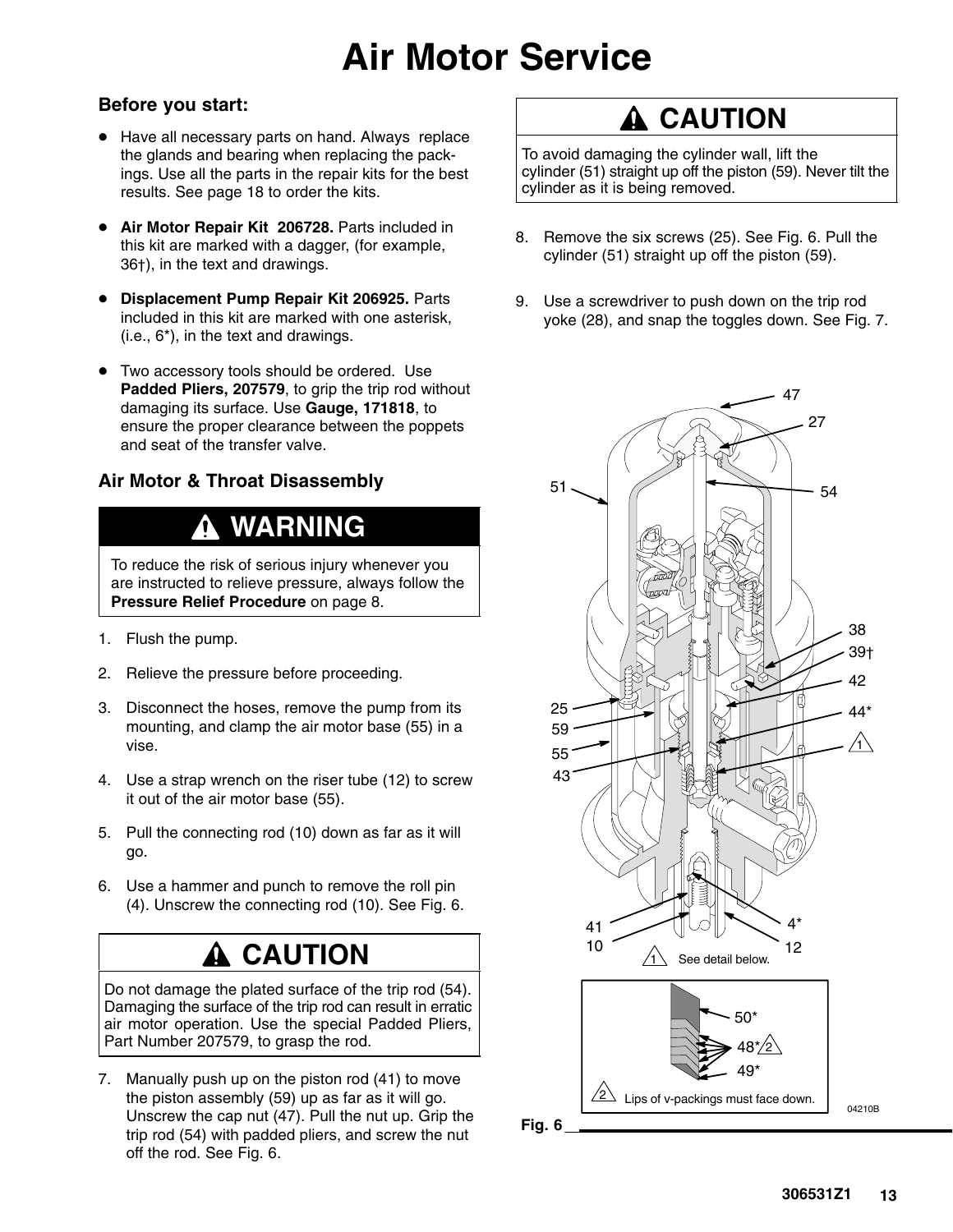# Air Motor Service

### Before you start:

- Have all necessary parts on hand. Always replace the glands and bearing when replacing the packings. Use all the parts in the repair kits for the best results. See page 18 to order the kits.
- **Air Motor Repair Kit 206728.** Parts included in this kit are marked with a dagger, (for example, 36†), in the text and drawings.
- **Displacement Pump Repair Kit 206925.** Parts included in this kit are marked with one asterisk, (i.e., 6*), in the text and drawings.
- Two accessory tools should be ordered. Use **Padded Pliers, 207579**, to grip the trip rod without damaging its surface. Use **Gauge, 171818**, to ensure the proper clearance between the poppets and seat of the transfer valve.

### Air Motor & Throat Disassembly

> **⚠ WARNING**
>
> To reduce the risk of serious injury whenever you are instructed to relieve pressure, always follow the **Pressure Relief Procedure** on page 8.

1. Flush the pump.
2. Relieve the pressure before proceeding.
3. Disconnect the hoses, remove the pump from its mounting, and clamp the air motor base (55) in a vise.
4. Use a strap wrench on the riser tube (12) to screw it out of the air motor base (55).
5. Pull the connecting rod (10) down as far as it will go.
6. Use a hammer and punch to remove the roll pin (4). Unscrew the connecting rod (10). See Fig. 6.

> **⚠ CAUTION**
>
> Do not damage the plated surface of the trip rod (54). Damaging the surface of the trip rod can result in erratic air motor operation. Use the special Padded Pliers, Part Number 207579, to grasp the rod.

7. Manually push up on the piston rod (41) to move the piston assembly (59) up as far as it will go. Unscrew the cap nut (47). Pull the nut up. Grip the trip rod (54) with padded pliers, and screw the nut off the rod. See Fig. 6.

> **⚠ CAUTION**
>
> To avoid damaging the cylinder wall, lift the cylinder (51) straight up off the piston (59). Never tilt the cylinder as it is being removed.

8. Remove the six screws (25). See Fig. 6. Pull the cylinder (51) straight up off the piston (59).
9. Use a screwdriver to push down on the trip rod yoke (28), and snap the toggles down. See Fig. 7.

47, 27, 51, 54, 38, 39†, 42, 25, 59, 44*, 55, 43, 1, 41, 10, 4*, 12

1 See detail below.

50*, 48* 2, 49*

2 Lips of v-packings must face down.

04210B

Fig. 6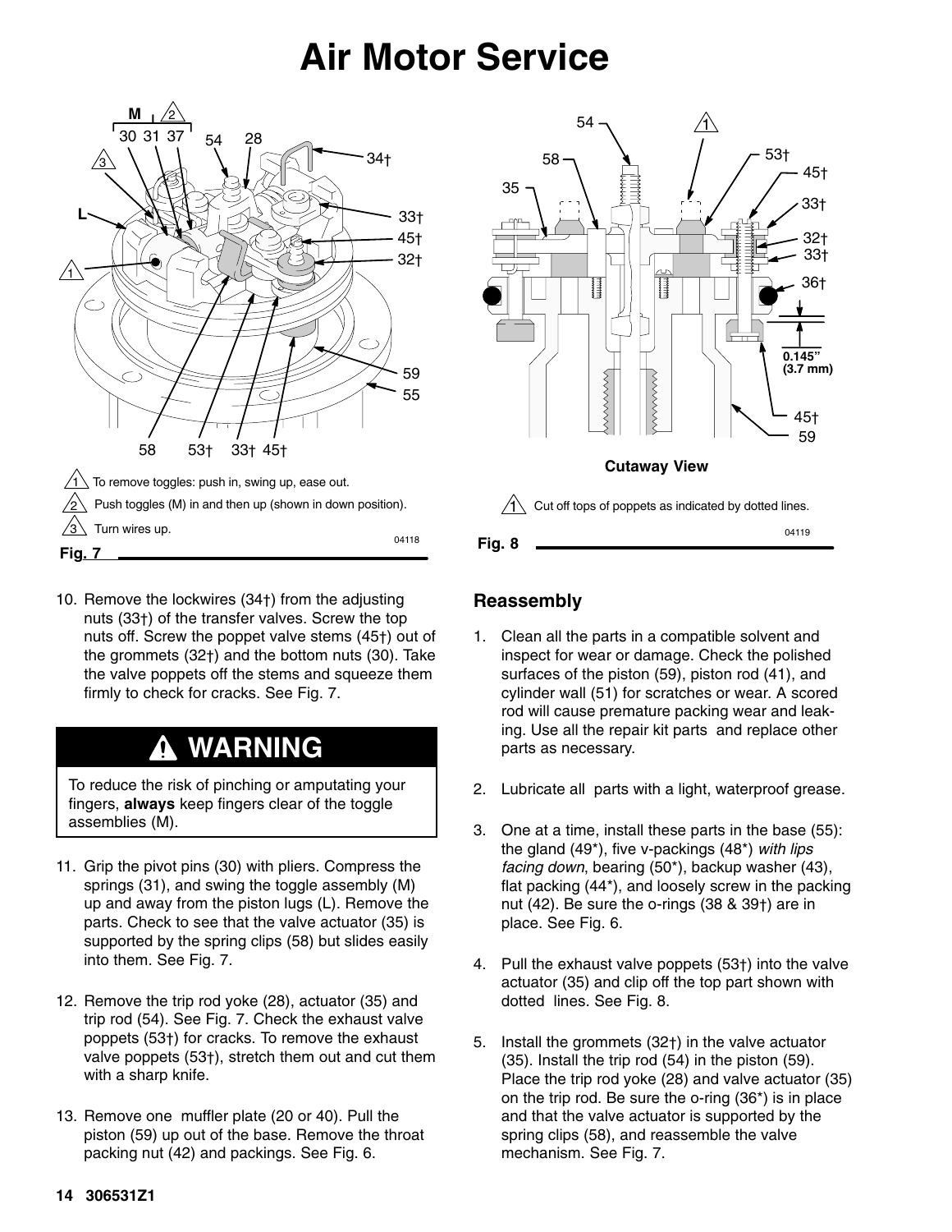# Air Motor Service

1 To remove toggles: push in, swing up, ease out.

2 Push toggles (M) in and then up (shown in down position).

3 Turn wires up.

Fig. 7

Cutaway View

1 Cut off tops of poppets as indicated by dotted lines.

Fig. 8

10. Remove the lockwires (34†) from the adjusting nuts (33†) of the transfer valves. Screw the top nuts off. Screw the poppet valve stems (45†) out of the grommets (32†) and the bottom nuts (30). Take the valve poppets off the stems and squeeze them firmly to check for cracks. See Fig. 7.

## ⚠ WARNING

To reduce the risk of pinching or amputating your fingers, **always** keep fingers clear of the toggle assemblies (M).

11. Grip the pivot pins (30) with pliers. Compress the springs (31), and swing the toggle assembly (M) up and away from the piston lugs (L). Remove the parts. Check to see that the valve actuator (35) is supported by the spring clips (58) but slides easily into them. See Fig. 7.

12. Remove the trip rod yoke (28), actuator (35) and trip rod (54). See Fig. 7. Check the exhaust valve poppets (53†) for cracks. To remove the exhaust valve poppets (53†), stretch them out and cut them with a sharp knife.

13. Remove one muffler plate (20 or 40). Pull the piston (59) up out of the base. Remove the throat packing nut (42) and packings. See Fig. 6.

## Reassembly

1. Clean all the parts in a compatible solvent and inspect for wear or damage. Check the polished surfaces of the piston (59), piston rod (41), and cylinder wall (51) for scratches or wear. A scored rod will cause premature packing wear and leaking. Use all the repair kit parts and replace other parts as necessary.

2. Lubricate all parts with a light, waterproof grease.

3. One at a time, install these parts in the base (55): the gland (49*), five v-packings (48*) *with lips facing down*, bearing (50*), backup washer (43), flat packing (44*), and loosely screw in the packing nut (42). Be sure the o-rings (38 & 39†) are in place. See Fig. 6.

4. Pull the exhaust valve poppets (53†) into the valve actuator (35) and clip off the top part shown with dotted lines. See Fig. 8.

5. Install the grommets (32†) in the valve actuator (35). Install the trip rod (54) in the piston (59). Place the trip rod yoke (28) and valve actuator (35) on the trip rod. Be sure the o-ring (36*) is in place and that the valve actuator is supported by the spring clips (58), and reassemble the valve mechanism. See Fig. 7.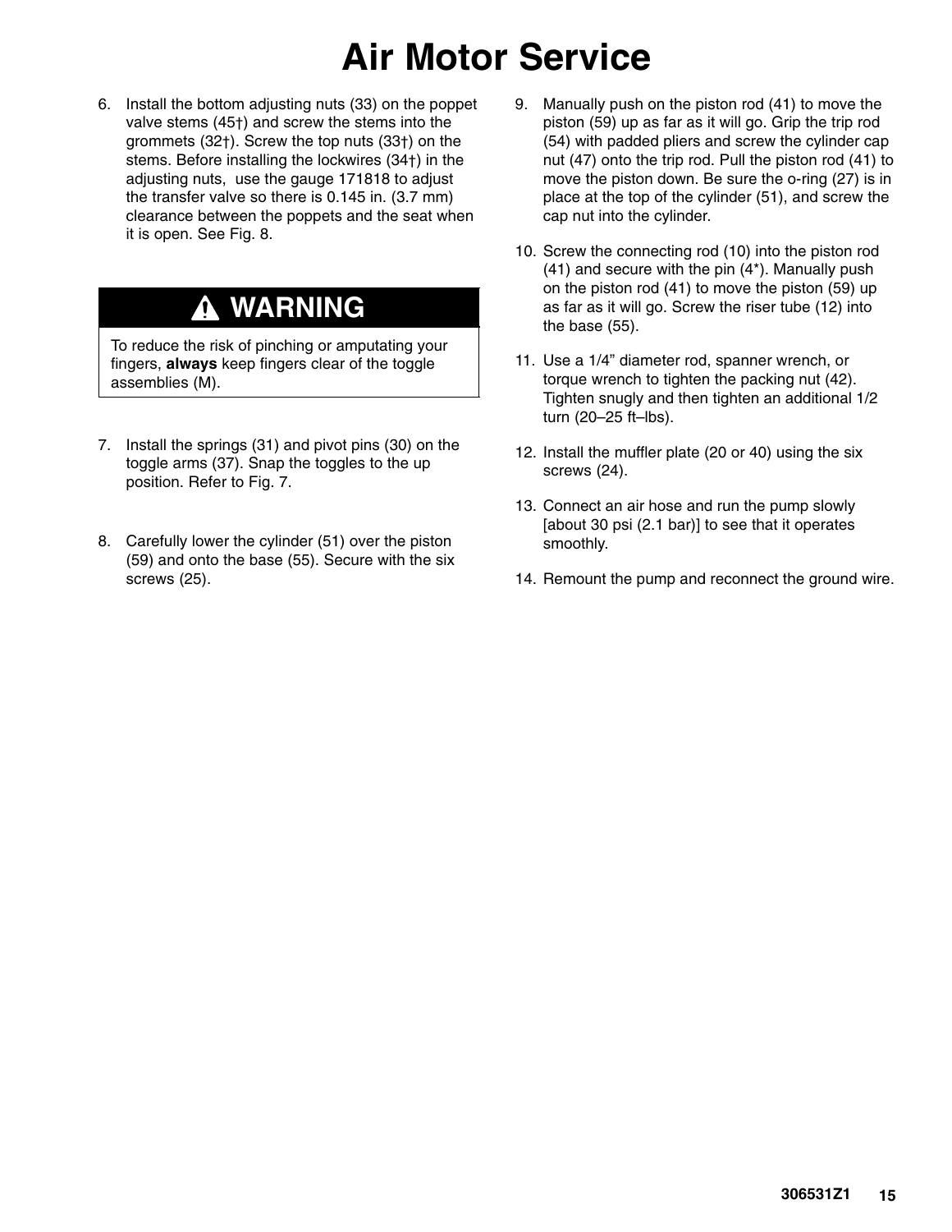# Air Motor Service

6. Install the bottom adjusting nuts (33) on the poppet valve stems (45†) and screw the stems into the grommets (32†). Screw the top nuts (33†) on the stems. Before installing the lockwires (34†) in the adjusting nuts, use the gauge 171818 to adjust the transfer valve so there is 0.145 in. (3.7 mm) clearance between the poppets and the seat when it is open. See Fig. 8.

> **⚠ WARNING**
>
> To reduce the risk of pinching or amputating your fingers, **always** keep fingers clear of the toggle assemblies (M).

7. Install the springs (31) and pivot pins (30) on the toggle arms (37). Snap the toggles to the up position. Refer to Fig. 7.

8. Carefully lower the cylinder (51) over the piston (59) and onto the base (55). Secure with the six screws (25).

9. Manually push on the piston rod (41) to move the piston (59) up as far as it will go. Grip the trip rod (54) with padded pliers and screw the cylinder cap nut (47) onto the trip rod. Pull the piston rod (41) to move the piston down. Be sure the o-ring (27) is in place at the top of the cylinder (51), and screw the cap nut into the cylinder.

10. Screw the connecting rod (10) into the piston rod (41) and secure with the pin (4*). Manually push on the piston rod (41) to move the piston (59) up as far as it will go. Screw the riser tube (12) into the base (55).

11. Use a 1/4" diameter rod, spanner wrench, or torque wrench to tighten the packing nut (42). Tighten snugly and then tighten an additional 1/2 turn (20–25 ft–lbs).

12. Install the muffler plate (20 or 40) using the six screws (24).

13. Connect an air hose and run the pump slowly [about 30 psi (2.1 bar)] to see that it operates smoothly.

14. Remount the pump and reconnect the ground wire.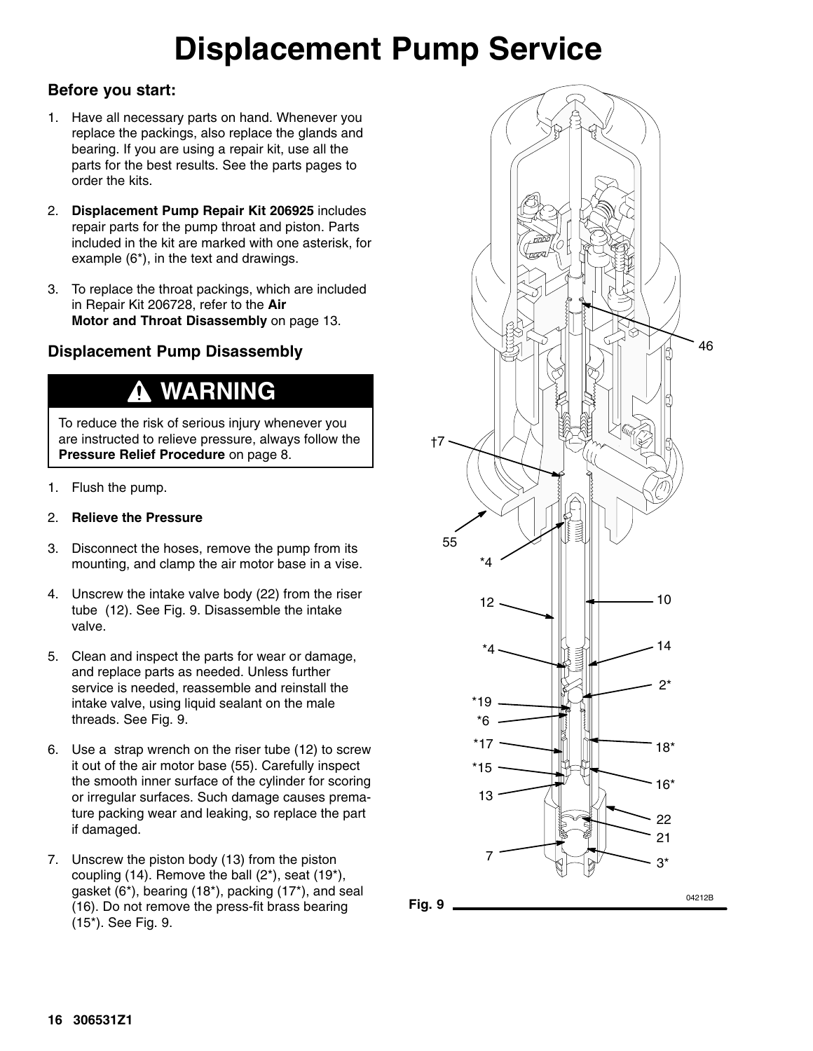# Displacement Pump Service

### Before you start:

1. Have all necessary parts on hand. Whenever you replace the packings, also replace the glands and bearing. If you are using a repair kit, use all the parts for the best results. See the parts pages to order the kits.
2. **Displacement Pump Repair Kit 206925** includes repair parts for the pump throat and piston. Parts included in the kit are marked with one asterisk, for example (6*), in the text and drawings.
3. To replace the throat packings, which are included in Repair Kit 206728, refer to the **Air Motor and Throat Disassembly** on page 13.

### Displacement Pump Disassembly

> **⚠ WARNING**
>
> To reduce the risk of serious injury whenever you are instructed to relieve pressure, always follow the **Pressure Relief Procedure** on page 8.

1. Flush the pump.
2. **Relieve the Pressure**
3. Disconnect the hoses, remove the pump from its mounting, and clamp the air motor base in a vise.
4. Unscrew the intake valve body (22) from the riser tube (12). See Fig. 9. Disassemble the intake valve.
5. Clean and inspect the parts for wear or damage, and replace parts as needed. Unless further service is needed, reassemble and reinstall the intake valve, using liquid sealant on the male threads. See Fig. 9.
6. Use a strap wrench on the riser tube (12) to screw it out of the air motor base (55). Carefully inspect the smooth inner surface of the cylinder for scoring or irregular surfaces. Such damage causes premature packing wear and leaking, so replace the part if damaged.
7. Unscrew the piston body (13) from the piston coupling (14). Remove the ball (2*), seat (19*), gasket (6*), bearing (18*), packing (17*), and seal (16). Do not remove the press-fit brass bearing (15*). See Fig. 9.

Fig. 9

04212B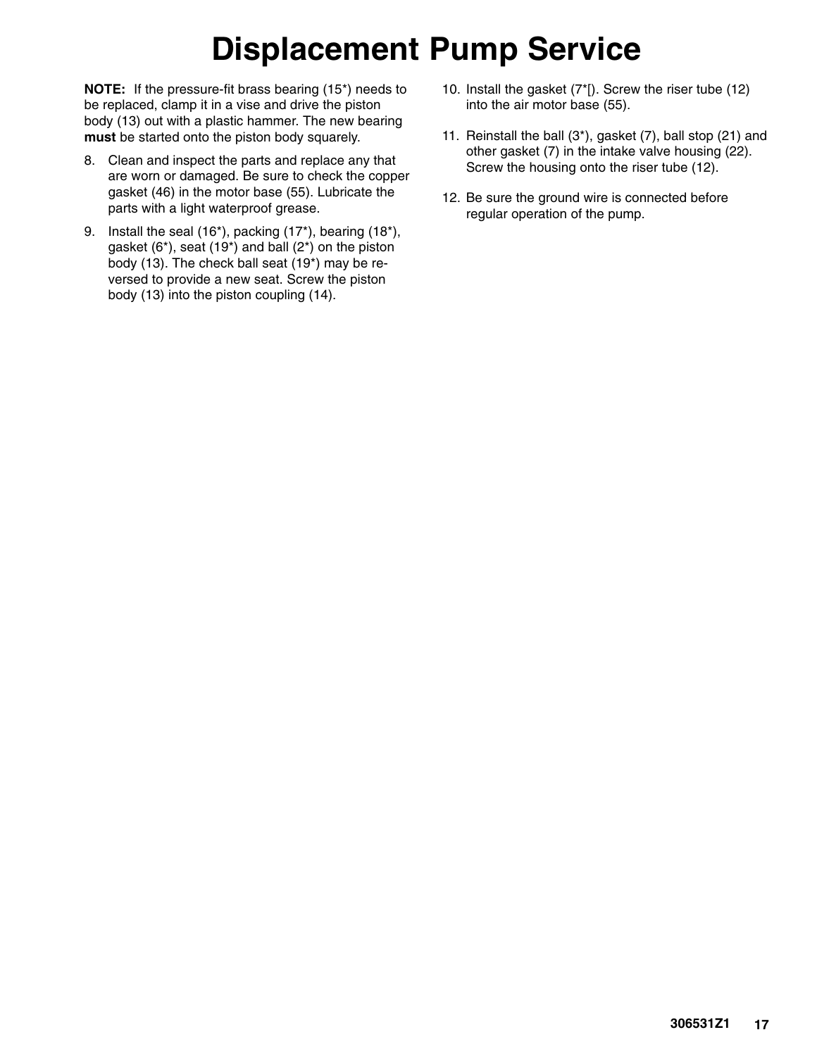# Displacement Pump Service

**NOTE:** If the pressure-fit brass bearing (15*) needs to be replaced, clamp it in a vise and drive the piston body (13) out with a plastic hammer. The new bearing **must** be started onto the piston body squarely.

8. Clean and inspect the parts and replace any that are worn or damaged. Be sure to check the copper gasket (46) in the motor base (55). Lubricate the parts with a light waterproof grease.
9. Install the seal (16*), packing (17*), bearing (18*), gasket (6*), seat (19*) and ball (2*) on the piston body (13). The check ball seat (19*) may be reversed to provide a new seat. Screw the piston body (13) into the piston coupling (14).
10. Install the gasket (7*[). Screw the riser tube (12) into the air motor base (55).
11. Reinstall the ball (3*), gasket (7), ball stop (21) and other gasket (7) in the intake valve housing (22). Screw the housing onto the riser tube (12).
12. Be sure the ground wire is connected before regular operation of the pump.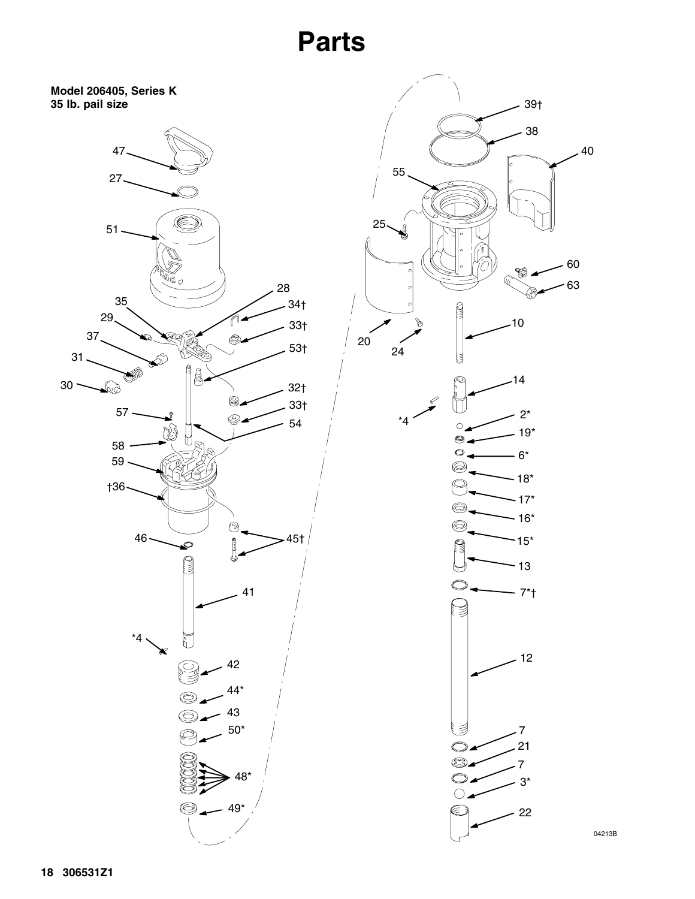# Parts

**Model 206405, Series K**
**35 lb. pail size**

47
27
51
28
35
34†
29
33†
37
53†
31
30
32†
33†
57
54
58
59
†36
45†
46
41
*4
42
44*
43
50*
48*
49*

39†
38
40
55
25
60
63
20
24
10
14
*4
2*
19*
6*
18*
17*
16*
15*
13
7*†
12
7
21
7
3*
22

04213B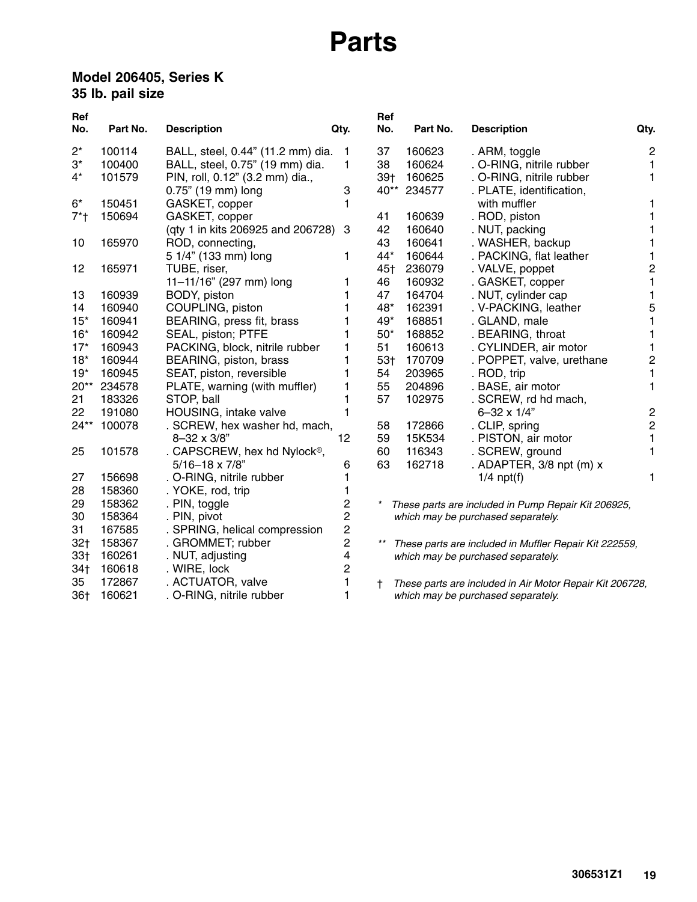# Parts

## Model 206405, Series K
## 35 lb. pail size

| Ref No. | Part No. | Description | Qty. |
|---|---|---|---|
| 2* | 100114 | BALL, steel, 0.44” (11.2 mm) dia. | 1 |
| 3* | 100400 | BALL, steel, 0.75” (19 mm) dia. | 1 |
| 4* | 101579 | PIN, roll, 0.12” (3.2 mm) dia., 0.75” (19 mm) long | 3 |
| 6* | 150451 | GASKET, copper | 1 |
| 7*† | 150694 | GASKET, copper (qty 1 in kits 206925 and 206728) | 3 |
| 10 | 165970 | ROD, connecting, 5 1/4” (133 mm) long | 1 |
| 12 | 165971 | TUBE, riser, 11–11/16” (297 mm) long | 1 |
| 13 | 160939 | BODY, piston | 1 |
| 14 | 160940 | COUPLING, piston | 1 |
| 15* | 160941 | BEARING, press fit, brass | 1 |
| 16* | 160942 | SEAL, piston; PTFE | 1 |
| 17* | 160943 | PACKING, block, nitrile rubber | 1 |
| 18* | 160944 | BEARING, piston, brass | 1 |
| 19* | 160945 | SEAT, piston, reversible | 1 |
| 20** | 234578 | PLATE, warning (with muffler) | 1 |
| 21 | 183326 | STOP, ball | 1 |
| 22 | 191080 | HOUSING, intake valve | 1 |
| 24** | 100078 | . SCREW, hex washer hd, mach, 8–32 x 3/8” | 12 |
| 25 | 101578 | . CAPSCREW, hex hd Nylock®, 5/16–18 x 7/8” | 6 |
| 27 | 156698 | . O-RING, nitrile rubber | 1 |
| 28 | 158360 | . YOKE, rod, trip | 1 |
| 29 | 158362 | . PIN, toggle | 2 |
| 30 | 158364 | . PIN, pivot | 2 |
| 31 | 167585 | . SPRING, helical compression | 2 |
| 32† | 158367 | . GROMMET; rubber | 2 |
| 33† | 160261 | . NUT, adjusting | 4 |
| 34† | 160618 | . WIRE, lock | 2 |
| 35 | 172867 | . ACTUATOR, valve | 1 |
| 36† | 160621 | . O-RING, nitrile rubber | 1 |
| 37 | 160623 | . ARM, toggle | 2 |
| 38 | 160624 | . O-RING, nitrile rubber | 1 |
| 39† | 160625 | . O-RING, nitrile rubber | 1 |
| 40** | 234577 | . PLATE, identification, with muffler | 1 |
| 41 | 160639 | . ROD, piston | 1 |
| 42 | 160640 | . NUT, packing | 1 |
| 43 | 160641 | . WASHER, backup | 1 |
| 44* | 160644 | . PACKING, flat leather | 1 |
| 45† | 236079 | . VALVE, poppet | 2 |
| 46 | 160932 | . GASKET, copper | 1 |
| 47 | 164704 | . NUT, cylinder cap | 1 |
| 48* | 162391 | . V-PACKING, leather | 5 |
| 49* | 168851 | . GLAND, male | 1 |
| 50* | 168852 | . BEARING, throat | 1 |
| 51 | 160613 | . CYLINDER, air motor | 1 |
| 53† | 170709 | . POPPET, valve, urethane | 2 |
| 54 | 203965 | . ROD, trip | 1 |
| 55 | 204896 | . BASE, air motor | 1 |
| 57 | 102975 | . SCREW, rd hd mach, 6–32 x 1/4” | 2 |
| 58 | 172866 | . CLIP, spring | 2 |
| 59 | 15K534 | . PISTON, air motor | 1 |
| 60 | 116343 | . SCREW, ground | 1 |
| 63 | 162718 | . ADAPTER, 3/8 npt (m) x 1/4 npt(f) | 1 |

*&nbsp;&nbsp;*These parts are included in Pump Repair Kit 206925, which may be purchased separately.*

**&nbsp;&nbsp;*These parts are included in Muffler Repair Kit 222559, which may be purchased separately.*

†&nbsp;&nbsp;*These parts are included in Air Motor Repair Kit 206728, which may be purchased separately.*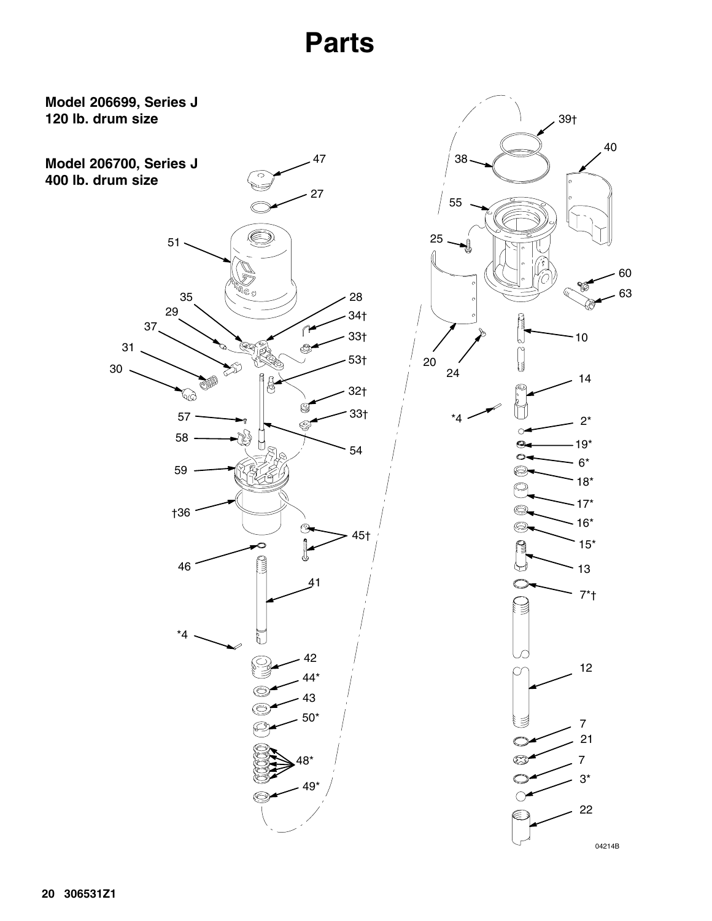# Parts

**Model 206699, Series J**
**120 lb. drum size**

**Model 206700, Series J**
**400 lb. drum size**

47
27
51
35
29
37
31
30
28
34†
33†
53†
32†
33†
57
58
54
59
†36
45†
46
41
*4
42
44*
43
50*
48*
49*
39†
38
40
55
25
60
63
20
24
10
14
*4
2*
19*
6*
18*
17*
16*
15*
13
7*†
12
7
21
7
3*
22

04214B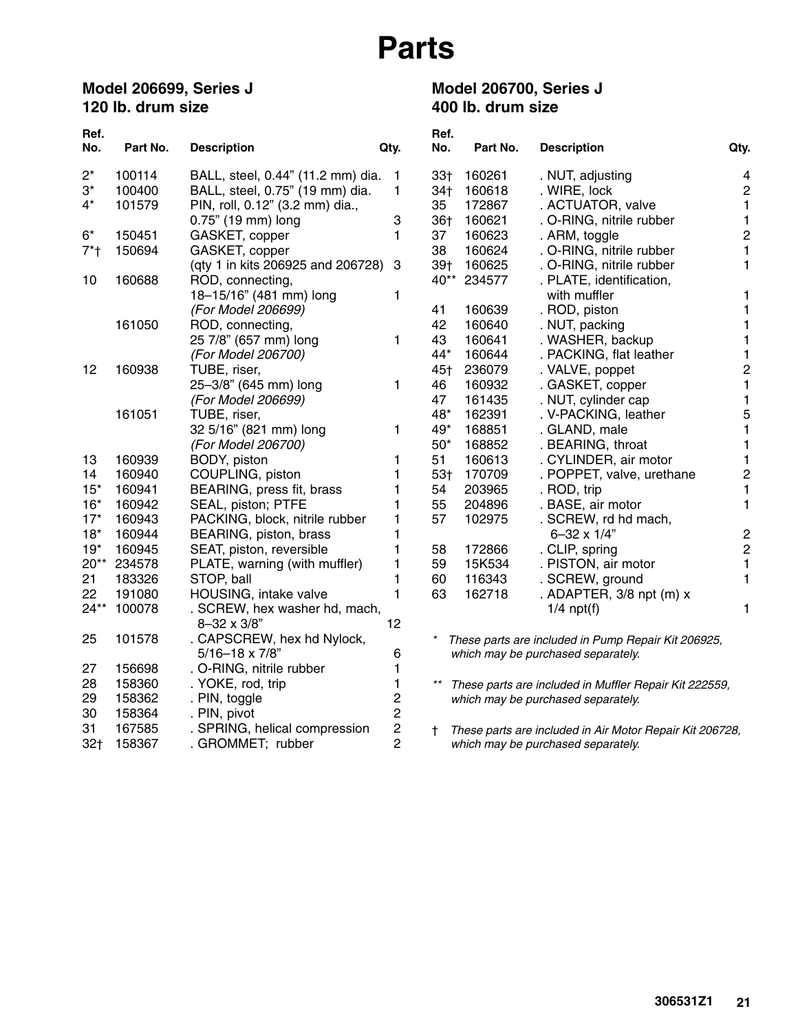# Parts

## Model 206699, Series J
## 120 lb. drum size

## Model 206700, Series J
## 400 lb. drum size

| Ref. No. | Part No. | Description | Qty. |
| --- | --- | --- | --- |
| 2* | 100114 | BALL, steel, 0.44" (11.2 mm) dia. | 1 |
| 3* | 100400 | BALL, steel, 0.75" (19 mm) dia. | 1 |
| 4* | 101579 | PIN, roll, 0.12" (3.2 mm) dia., 0.75" (19 mm) long | 3 |
| 6* | 150451 | GASKET, copper | 1 |
| 7*† | 150694 | GASKET, copper (qty 1 in kits 206925 and 206728) | 3 |
| 10 | 160688 | ROD, connecting, 18–15/16" (481 mm) long *(For Model 206699)* | 1 |
| | 161050 | ROD, connecting, 25 7/8" (657 mm) long *(For Model 206700)* | 1 |
| 12 | 160938 | TUBE, riser, 25–3/8" (645 mm) long *(For Model 206699)* | 1 |
| | 161051 | TUBE, riser, 32 5/16" (821 mm) long *(For Model 206700)* | 1 |
| 13 | 160939 | BODY, piston | 1 |
| 14 | 160940 | COUPLING, piston | 1 |
| 15* | 160941 | BEARING, press fit, brass | 1 |
| 16* | 160942 | SEAL, piston; PTFE | 1 |
| 17* | 160943 | PACKING, block, nitrile rubber | 1 |
| 18* | 160944 | BEARING, piston, brass | 1 |
| 19* | 160945 | SEAT, piston, reversible | 1 |
| 20** | 234578 | PLATE, warning (with muffler) | 1 |
| 21 | 183326 | STOP, ball | 1 |
| 22 | 191080 | HOUSING, intake valve | 1 |
| 24** | 100078 | . SCREW, hex washer hd, mach, 8–32 x 3/8" | 12 |
| 25 | 101578 | . CAPSCREW, hex hd Nylock, 5/16–18 x 7/8" | 6 |
| 27 | 156698 | . O-RING, nitrile rubber | 1 |
| 28 | 158360 | . YOKE, rod, trip | 1 |
| 29 | 158362 | . PIN, toggle | 2 |
| 30 | 158364 | . PIN, pivot | 2 |
| 31 | 167585 | . SPRING, helical compression | 2 |
| 32† | 158367 | . GROMMET; rubber | 2 |
| 33† | 160261 | . NUT, adjusting | 4 |
| 34† | 160618 | . WIRE, lock | 2 |
| 35 | 172867 | . ACTUATOR, valve | 1 |
| 36† | 160621 | . O-RING, nitrile rubber | 1 |
| 37 | 160623 | . ARM, toggle | 2 |
| 38 | 160624 | . O-RING, nitrile rubber | 1 |
| 39† | 160625 | . O-RING, nitrile rubber | 1 |
| 40** | 234577 | . PLATE, identification, with muffler | 1 |
| 41 | 160639 | . ROD, piston | 1 |
| 42 | 160640 | . NUT, packing | 1 |
| 43 | 160641 | . WASHER, backup | 1 |
| 44* | 160644 | . PACKING, flat leather | 1 |
| 45† | 236079 | . VALVE, poppet | 2 |
| 46 | 160932 | . GASKET, copper | 1 |
| 47 | 161435 | . NUT, cylinder cap | 1 |
| 48* | 162391 | . V-PACKING, leather | 5 |
| 49* | 168851 | . GLAND, male | 1 |
| 50* | 168852 | . BEARING, throat | 1 |
| 51 | 160613 | . CYLINDER, air motor | 1 |
| 53† | 170709 | . POPPET, valve, urethane | 2 |
| 54 | 203965 | . ROD, trip | 1 |
| 55 | 204896 | . BASE, air motor | 1 |
| 57 | 102975 | . SCREW, rd hd mach, 6–32 x 1/4" | 2 |
| 58 | 172866 | . CLIP, spring | 2 |
| 59 | 15K534 | . PISTON, air motor | 1 |
| 60 | 116343 | . SCREW, ground | 1 |
| 63 | 162718 | . ADAPTER, 3/8 npt (m) x 1/4 npt(f) | 1 |

\* *These parts are included in Pump Repair Kit 206925, which may be purchased separately.*

\*\* *These parts are included in Muffler Repair Kit 222559, which may be purchased separately.*

† *These parts are included in Air Motor Repair Kit 206728, which may be purchased separately.*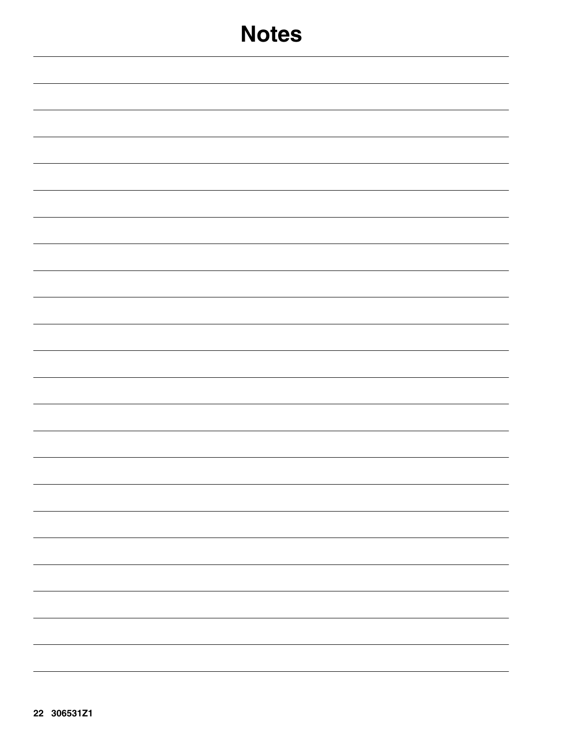# Notes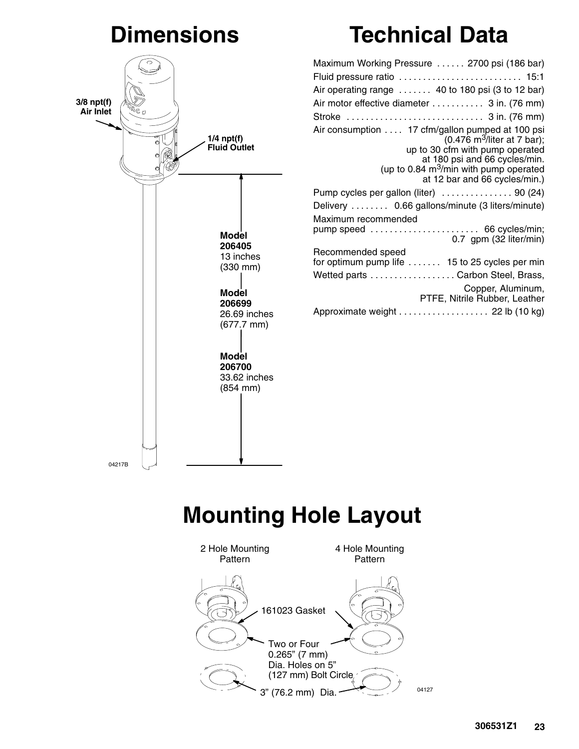# Dimensions

3/8 npt(f) Air Inlet

1/4 npt(f) Fluid Outlet

**Model 206405**
13 inches (330 mm)

**Model 206699**
26.69 inches (677.7 mm)

**Model 206700**
33.62 inches (854 mm)

04217B

# Technical Data

Maximum Working Pressure ...... 2700 psi (186 bar)

Fluid pressure ratio .......................... 15:1

Air operating range ....... 40 to 180 psi (3 to 12 bar)

Air motor effective diameter ........... 3 in. (76 mm)

Stroke ............................. 3 in. (76 mm)

Air consumption .... 17 cfm/gallon pumped at 100 psi ($0.476\ m^3$/liter at 7 bar); up to 30 cfm with pump operated at 180 psi and 66 cycles/min. (up to $0.84\ m^3$/min with pump operated at 12 bar and 66 cycles/min.)

Pump cycles per gallon (liter) ............... 90 (24)

Delivery ........ 0.66 gallons/minute (3 liters/minute)

Maximum recommended pump speed ....................... 66 cycles/min; 0.7 gpm (32 liter/min)

Recommended speed for optimum pump life ....... 15 to 25 cycles per min

Wetted parts .................. Carbon Steel, Brass, Copper, Aluminum, PTFE, Nitrile Rubber, Leather

Approximate weight ................... 22 lb (10 kg)

# Mounting Hole Layout

2 Hole Mounting Pattern

4 Hole Mounting Pattern

161023 Gasket

Two or Four 0.265" (7 mm) Dia. Holes on 5" (127 mm) Bolt Circle

3" (76.2 mm) Dia.

04127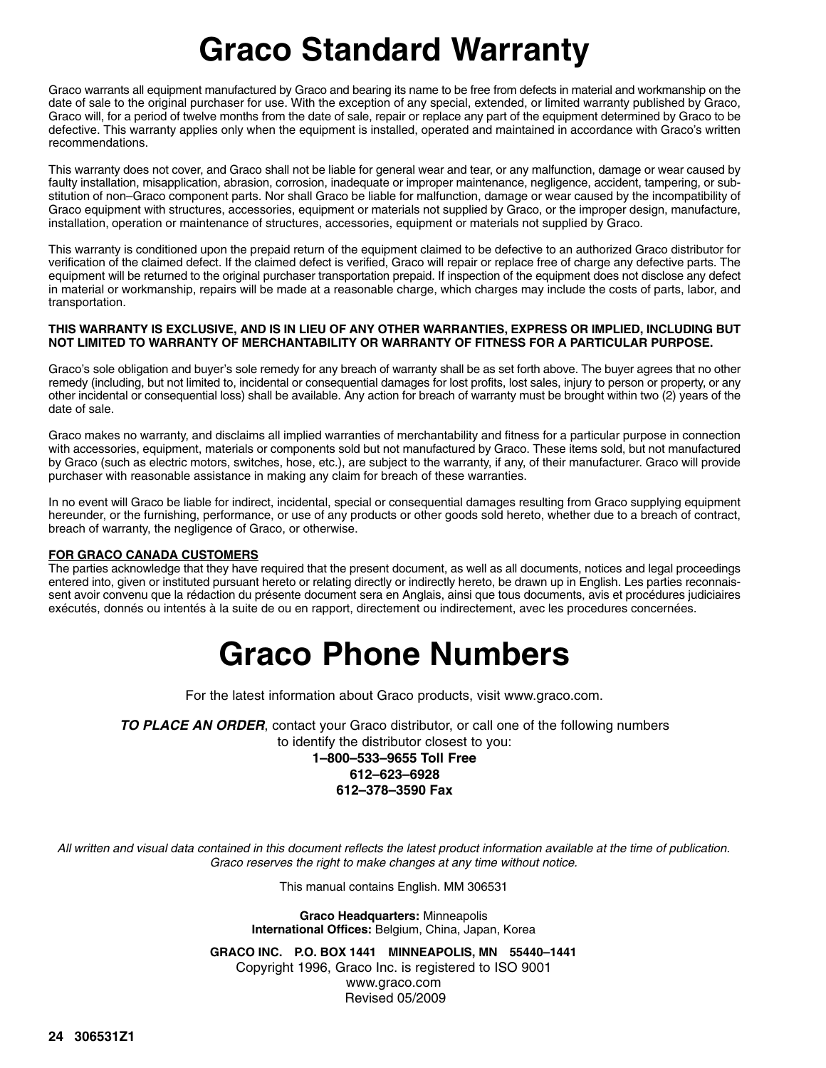# Graco Standard Warranty

Graco warrants all equipment manufactured by Graco and bearing its name to be free from defects in material and workmanship on the date of sale to the original purchaser for use. With the exception of any special, extended, or limited warranty published by Graco, Graco will, for a period of twelve months from the date of sale, repair or replace any part of the equipment determined by Graco to be defective. This warranty applies only when the equipment is installed, operated and maintained in accordance with Graco's written recommendations.

This warranty does not cover, and Graco shall not be liable for general wear and tear, or any malfunction, damage or wear caused by faulty installation, misapplication, abrasion, corrosion, inadequate or improper maintenance, negligence, accident, tampering, or substitution of non–Graco component parts. Nor shall Graco be liable for malfunction, damage or wear caused by the incompatibility of Graco equipment with structures, accessories, equipment or materials not supplied by Graco, or the improper design, manufacture, installation, operation or maintenance of structures, accessories, equipment or materials not supplied by Graco.

This warranty is conditioned upon the prepaid return of the equipment claimed to be defective to an authorized Graco distributor for verification of the claimed defect. If the claimed defect is verified, Graco will repair or replace free of charge any defective parts. The equipment will be returned to the original purchaser transportation prepaid. If inspection of the equipment does not disclose any defect in material or workmanship, repairs will be made at a reasonable charge, which charges may include the costs of parts, labor, and transportation.

**THIS WARRANTY IS EXCLUSIVE, AND IS IN LIEU OF ANY OTHER WARRANTIES, EXPRESS OR IMPLIED, INCLUDING BUT NOT LIMITED TO WARRANTY OF MERCHANTABILITY OR WARRANTY OF FITNESS FOR A PARTICULAR PURPOSE.**

Graco's sole obligation and buyer's sole remedy for any breach of warranty shall be as set forth above. The buyer agrees that no other remedy (including, but not limited to, incidental or consequential damages for lost profits, lost sales, injury to person or property, or any other incidental or consequential loss) shall be available. Any action for breach of warranty must be brought within two (2) years of the date of sale.

Graco makes no warranty, and disclaims all implied warranties of merchantability and fitness for a particular purpose in connection with accessories, equipment, materials or components sold but not manufactured by Graco. These items sold, but not manufactured by Graco (such as electric motors, switches, hose, etc.), are subject to the warranty, if any, of their manufacturer. Graco will provide purchaser with reasonable assistance in making any claim for breach of these warranties.

In no event will Graco be liable for indirect, incidental, special or consequential damages resulting from Graco supplying equipment hereunder, or the furnishing, performance, or use of any products or other goods sold hereto, whether due to a breach of contract, breach of warranty, the negligence of Graco, or otherwise.

**FOR GRACO CANADA CUSTOMERS**

The parties acknowledge that they have required that the present document, as well as all documents, notices and legal proceedings entered into, given or instituted pursuant hereto or relating directly or indirectly hereto, be drawn up in English. Les parties reconnaissent avoir convenu que la rédaction du présente document sera en Anglais, ainsi que tous documents, avis et procédures judiciaires exécutés, donnés ou intentés à la suite de ou en rapport, directement ou indirectement, avec les procedures concernées.

# Graco Phone Numbers

For the latest information about Graco products, visit www.graco.com.

***TO PLACE AN ORDER***, contact your Graco distributor, or call one of the following numbers to identify the distributor closest to you:

**1–800–533–9655 Toll Free**
**612–623–6928**
**612–378–3590 Fax**

*All written and visual data contained in this document reflects the latest product information available at the time of publication. Graco reserves the right to make changes at any time without notice.*

This manual contains English. MM 306531

**Graco Headquarters:** Minneapolis
**International Offices:** Belgium, China, Japan, Korea

**GRACO INC. P.O. BOX 1441 MINNEAPOLIS, MN 55440–1441**
Copyright 1996, Graco Inc. is registered to ISO 9001
www.graco.com
Revised 05/2009